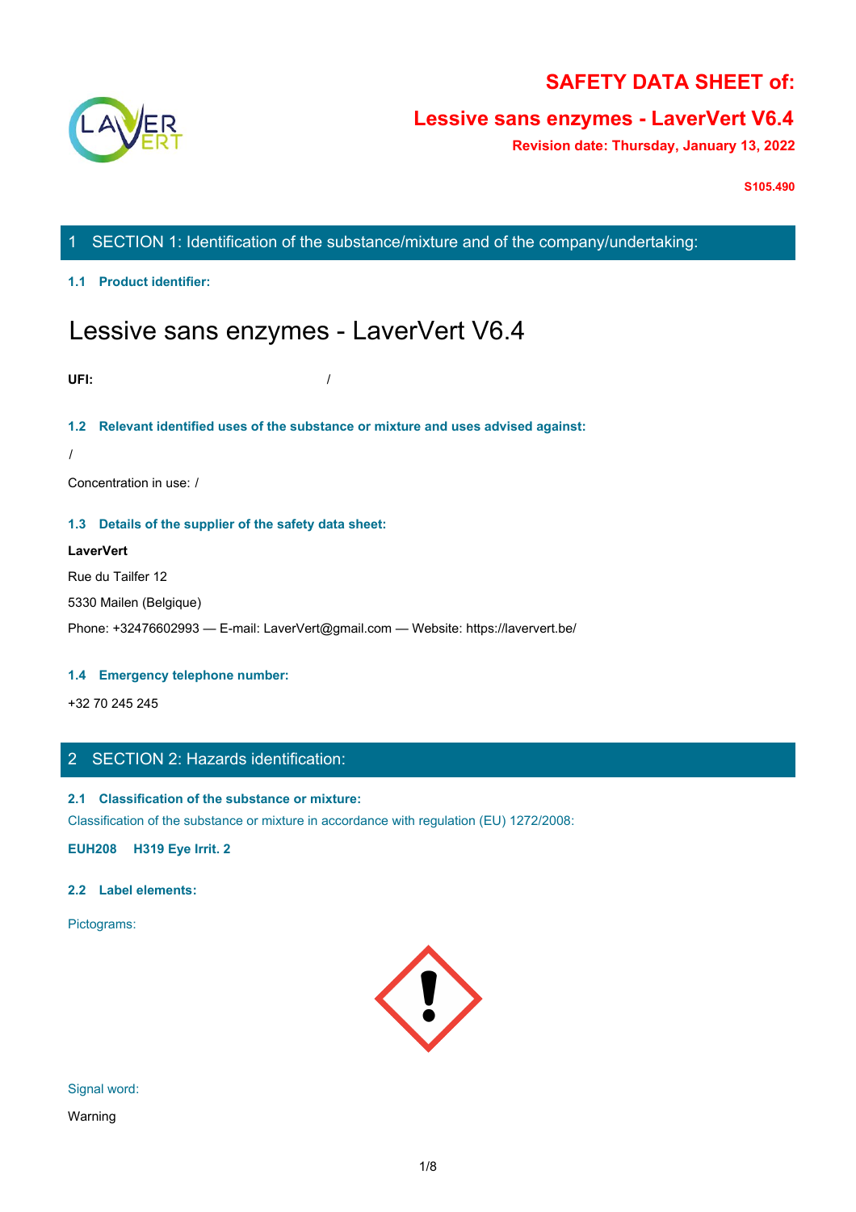# SAFETY DATA SHEET of:

## Lessive sans enzymes - LaverVert V6.4

**Revision date: Thursday, January 13, 2022**

**S105.490**

## 1 SECTION 1: Identification of the substance/mixture and of the company/undertaking:

### 1.1 Product identifier:

# Lessive sans enzymes - LaverVert V6.4

**UFI:** /

### 1.2 Relevant identified uses of the substance or mixture and uses advised against:

/

Concentration in use: /

### 1.3 Details of the supplier of the safety data sheet:

**LaverVert**

Rue du Tailfer 12

5330 Mailen (Belgique)

Phone: +32476602993 — E-mail: LaverVert@gmail.com — Website: https://laververt.be/

### 1.4 Emergency telephone number:

+32 70 245 245

## 2 SECTION 2: Hazards identification:

### 2.1 Classification of the substance or mixture:

Classification of the substance or mixture in accordance with regulation (EU) 1272/2008:

**EUH208 H319 Eye Irrit. 2**

### 2.2 Label elements:

Pictograms:

Signal word:

Warning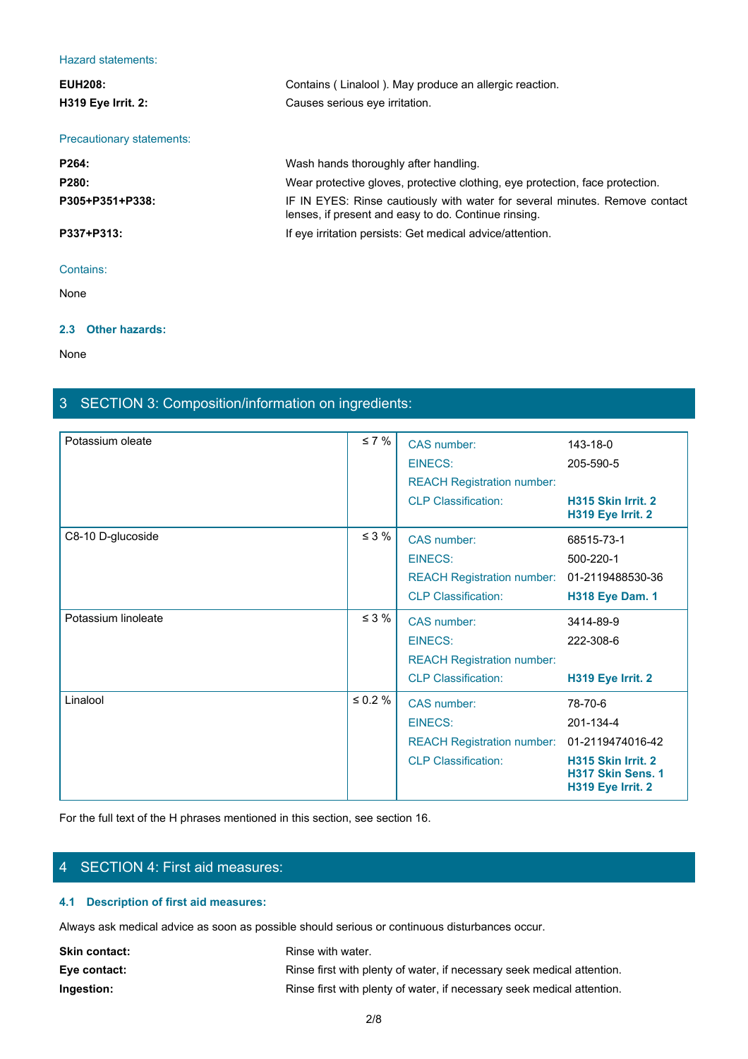Hazard statements:

| | |
|---|---|
| **EUH208:** | Contains ( Linalool ). May produce an allergic reaction. |
| **H319 Eye Irrit. 2:** | Causes serious eye irritation. |

Precautionary statements:

| | |
|---|---|
| **P264:** | Wash hands thoroughly after handling. |
| **P280:** | Wear protective gloves, protective clothing, eye protection, face protection. |
| **P305+P351+P338:** | IF IN EYES: Rinse cautiously with water for several minutes. Remove contact lenses, if present and easy to do. Continue rinsing. |
| **P337+P313:** | If eye irritation persists: Get medical advice/attention. |

Contains:

None

### 2.3 Other hazards:

None

## 3 SECTION 3: Composition/information on ingredients:

| Ingredient | Concentration | Identifier | Value |
|---|---|---|---|
| Potassium oleate | ≤ 7 % | CAS number: | 143-18-0 |
| | | EINECS: | 205-590-5 |
| | | REACH Registration number: | |
| | | CLP Classification: | **H315 Skin Irrit. 2**<br>**H319 Eye Irrit. 2** |
| C8-10 D-glucoside | ≤ 3 % | CAS number: | 68515-73-1 |
| | | EINECS: | 500-220-1 |
| | | REACH Registration number: | 01-2119488530-36 |
| | | CLP Classification: | **H318 Eye Dam. 1** |
| Potassium linoleate | ≤ 3 % | CAS number: | 3414-89-9 |
| | | EINECS: | 222-308-6 |
| | | REACH Registration number: | |
| | | CLP Classification: | **H319 Eye Irrit. 2** |
| Linalool | ≤ 0.2 % | CAS number: | 78-70-6 |
| | | EINECS: | 201-134-4 |
| | | REACH Registration number: | 01-2119474016-42 |
| | | CLP Classification: | **H315 Skin Irrit. 2**<br>**H317 Skin Sens. 1**<br>**H319 Eye Irrit. 2** |

For the full text of the H phrases mentioned in this section, see section 16.

## 4 SECTION 4: First aid measures:

### 4.1 Description of first aid measures:

Always ask medical advice as soon as possible should serious or continuous disturbances occur.

| | |
|---|---|
| **Skin contact:** | Rinse with water. |
| **Eye contact:** | Rinse first with plenty of water, if necessary seek medical attention. |
| **Ingestion:** | Rinse first with plenty of water, if necessary seek medical attention. |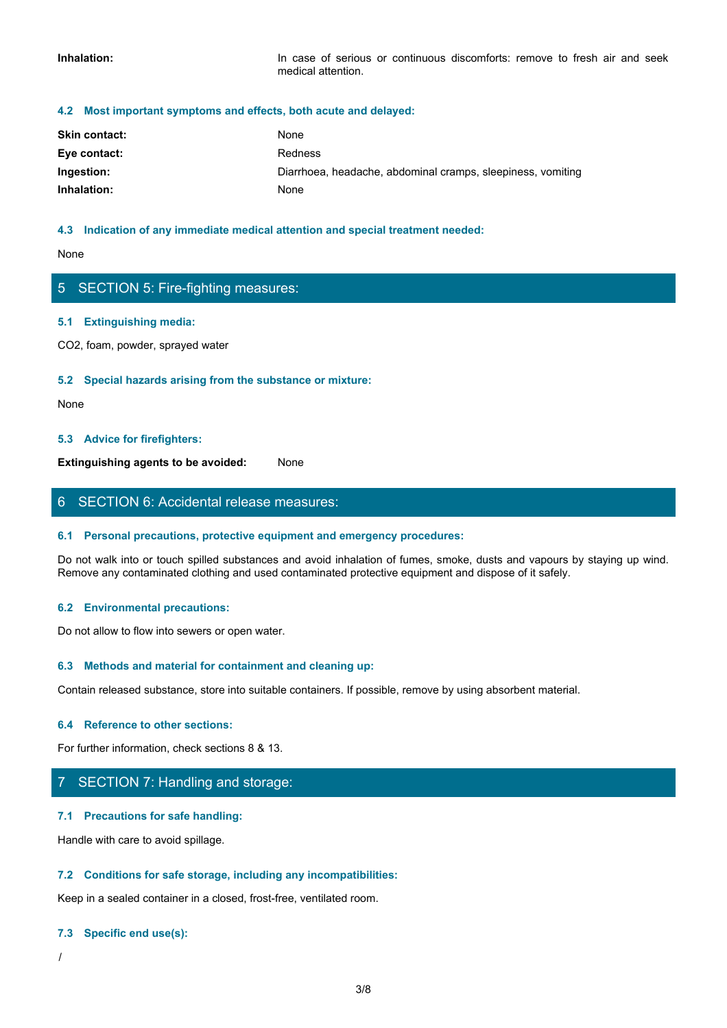**Inhalation:** In case of serious or continuous discomforts: remove to fresh air and seek medical attention.

### 4.2 Most important symptoms and effects, both acute and delayed:

**Skin contact:** None

**Eye contact:** Redness

**Ingestion:** Diarrhoea, headache, abdominal cramps, sleepiness, vomiting

**Inhalation:** None

### 4.3 Indication of any immediate medical attention and special treatment needed:

None

## 5 SECTION 5: Fire-fighting measures:

### 5.1 Extinguishing media:

$CO_2$, foam, powder, sprayed water

### 5.2 Special hazards arising from the substance or mixture:

None

### 5.3 Advice for firefighters:

**Extinguishing agents to be avoided:** None

## 6 SECTION 6: Accidental release measures:

### 6.1 Personal precautions, protective equipment and emergency procedures:

Do not walk into or touch spilled substances and avoid inhalation of fumes, smoke, dusts and vapours by staying up wind. Remove any contaminated clothing and used contaminated protective equipment and dispose of it safely.

### 6.2 Environmental precautions:

Do not allow to flow into sewers or open water.

### 6.3 Methods and material for containment and cleaning up:

Contain released substance, store into suitable containers. If possible, remove by using absorbent material.

### 6.4 Reference to other sections:

For further information, check sections 8 & 13.

## 7 SECTION 7: Handling and storage:

### 7.1 Precautions for safe handling:

Handle with care to avoid spillage.

### 7.2 Conditions for safe storage, including any incompatibilities:

Keep in a sealed container in a closed, frost-free, ventilated room.

### 7.3 Specific end use(s):

/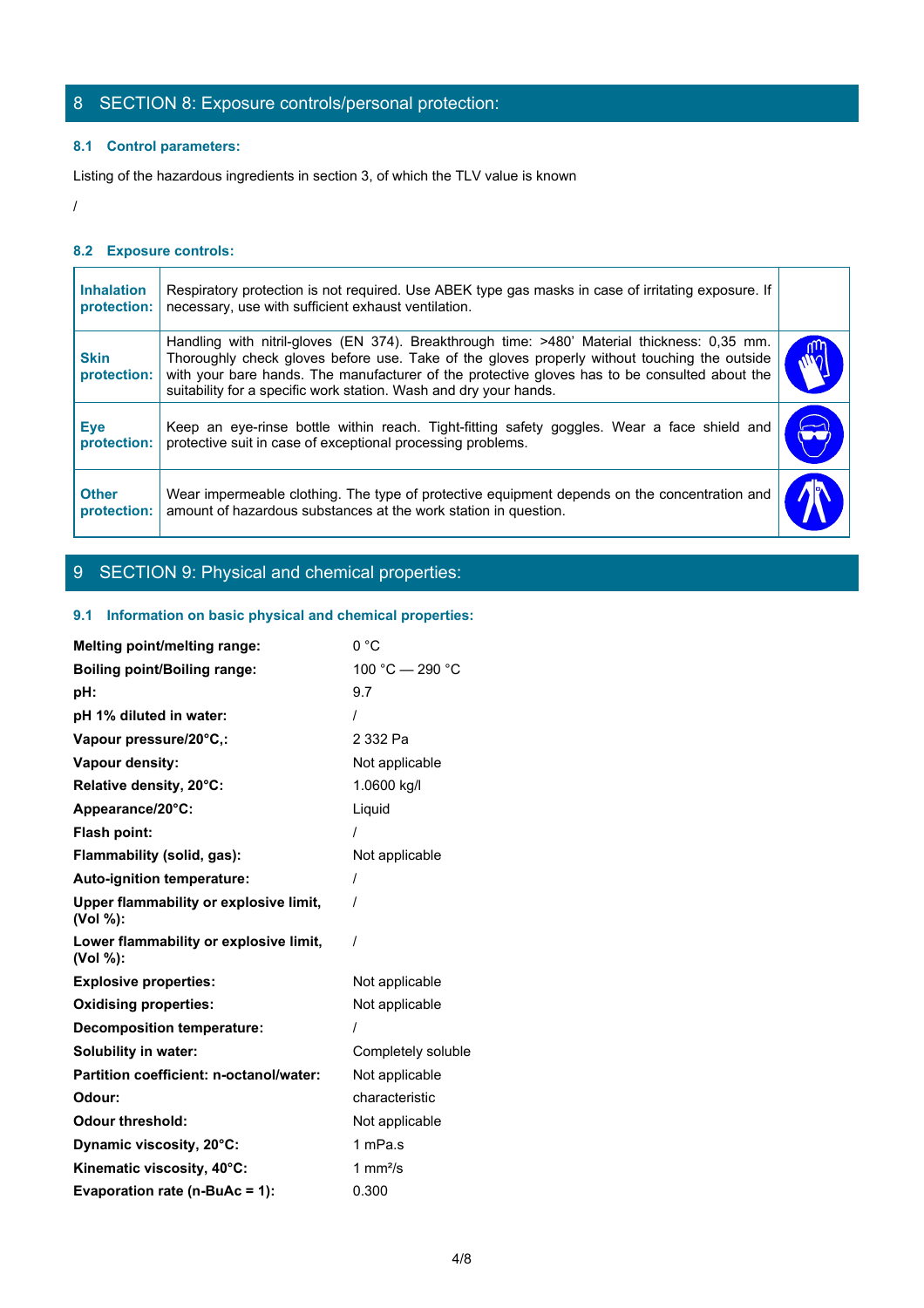## 8 SECTION 8: Exposure controls/personal protection:

### 8.1 Control parameters:

Listing of the hazardous ingredients in section 3, of which the TLV value is known

/

### 8.2 Exposure controls:

| | | |
|---|---|---|
| **Inhalation protection:** | Respiratory protection is not required. Use ABEK type gas masks in case of irritating exposure. If necessary, use with sufficient exhaust ventilation. | |
| **Skin protection:** | Handling with nitril-gloves (EN 374). Breakthrough time: >480' Material thickness: 0,35 mm. Thoroughly check gloves before use. Take of the gloves properly without touching the outside with your bare hands. The manufacturer of the protective gloves has to be consulted about the suitability for a specific work station. Wash and dry your hands. | |
| **Eye protection:** | Keep an eye-rinse bottle within reach. Tight-fitting safety goggles. Wear a face shield and protective suit in case of exceptional processing problems. | |
| **Other protection:** | Wear impermeable clothing. The type of protective equipment depends on the concentration and amount of hazardous substances at the work station in question. | |

## 9 SECTION 9: Physical and chemical properties:

### 9.1 Information on basic physical and chemical properties:

| | |
|---|---|
| **Melting point/melting range:** | 0 °C |
| **Boiling point/Boiling range:** | 100 °C — 290 °C |
| **pH:** | 9.7 |
| **pH 1% diluted in water:** | / |
| **Vapour pressure/20°C,:** | 2 332 Pa |
| **Vapour density:** | Not applicable |
| **Relative density, 20°C:** | 1.0600 kg/l |
| **Appearance/20°C:** | Liquid |
| **Flash point:** | / |
| **Flammability (solid, gas):** | Not applicable |
| **Auto-ignition temperature:** | / |
| **Upper flammability or explosive limit, (Vol %):** | / |
| **Lower flammability or explosive limit, (Vol %):** | / |
| **Explosive properties:** | Not applicable |
| **Oxidising properties:** | Not applicable |
| **Decomposition temperature:** | / |
| **Solubility in water:** | Completely soluble |
| **Partition coefficient: n-octanol/water:** | Not applicable |
| **Odour:** | characteristic |
| **Odour threshold:** | Not applicable |
| **Dynamic viscosity, 20°C:** | 1 mPa.s |
| **Kinematic viscosity, 40°C:** | 1 $mm^2/s$ |
| **Evaporation rate (n-BuAc = 1):** | 0.300 |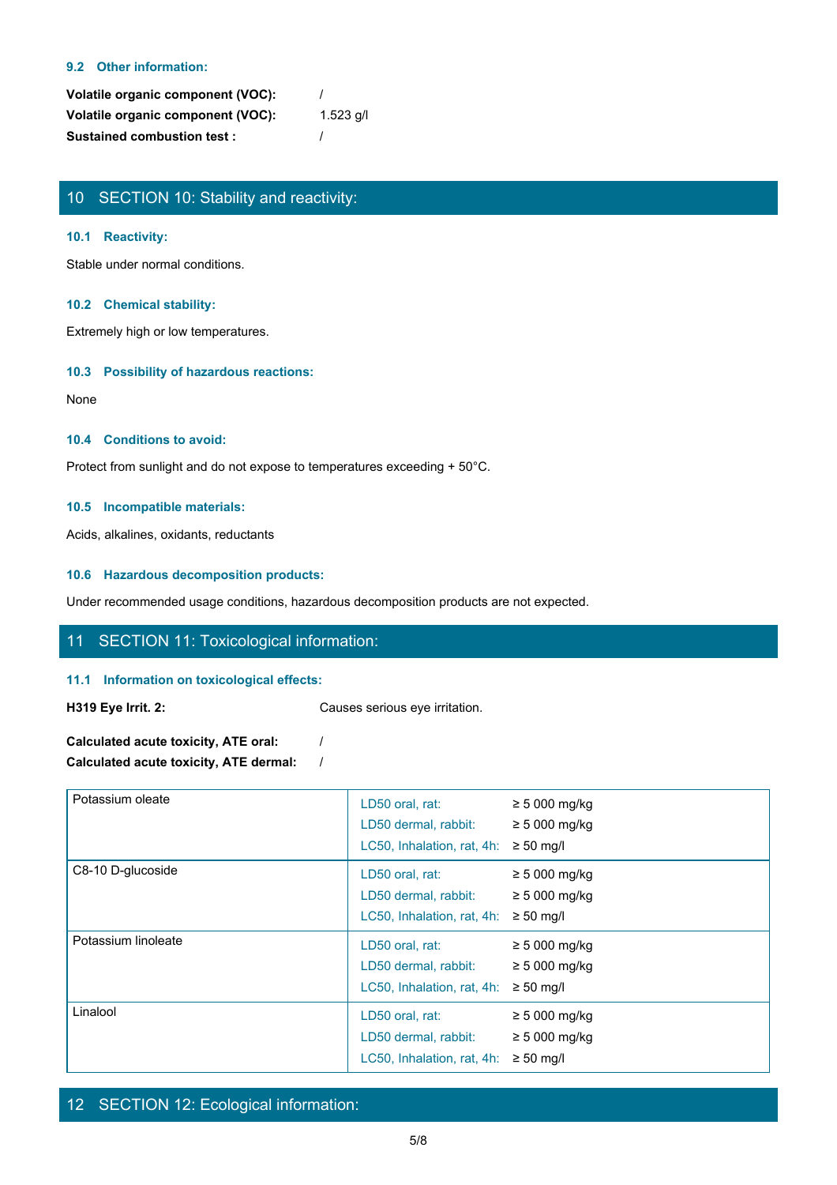### 9.2 Other information:

**Volatile organic component (VOC):** /
**Volatile organic component (VOC):** 1.523 g/l
**Sustained combustion test :** /

## 10 SECTION 10: Stability and reactivity:

### 10.1 Reactivity:

Stable under normal conditions.

### 10.2 Chemical stability:

Extremely high or low temperatures.

### 10.3 Possibility of hazardous reactions:

None

### 10.4 Conditions to avoid:

Protect from sunlight and do not expose to temperatures exceeding + 50°C.

### 10.5 Incompatible materials:

Acids, alkalines, oxidants, reductants

### 10.6 Hazardous decomposition products:

Under recommended usage conditions, hazardous decomposition products are not expected.

## 11 SECTION 11: Toxicological information:

### 11.1 Information on toxicological effects:

**H319 Eye Irrit. 2:** Causes serious eye irritation.

**Calculated acute toxicity, ATE oral:** /
**Calculated acute toxicity, ATE dermal:** /

| Substance | Test | Value |
|---|---|---|
| Potassium oleate | LD50 oral, rat: | ≥ 5 000 mg/kg |
| | LD50 dermal, rabbit: | ≥ 5 000 mg/kg |
| | LC50, Inhalation, rat, 4h: | ≥ 50 mg/l |
| C8-10 D-glucoside | LD50 oral, rat: | ≥ 5 000 mg/kg |
| | LD50 dermal, rabbit: | ≥ 5 000 mg/kg |
| | LC50, Inhalation, rat, 4h: | ≥ 50 mg/l |
| Potassium linoleate | LD50 oral, rat: | ≥ 5 000 mg/kg |
| | LD50 dermal, rabbit: | ≥ 5 000 mg/kg |
| | LC50, Inhalation, rat, 4h: | ≥ 50 mg/l |
| Linalool | LD50 oral, rat: | ≥ 5 000 mg/kg |
| | LD50 dermal, rabbit: | ≥ 5 000 mg/kg |
| | LC50, Inhalation, rat, 4h: | ≥ 50 mg/l |

## 12 SECTION 12: Ecological information: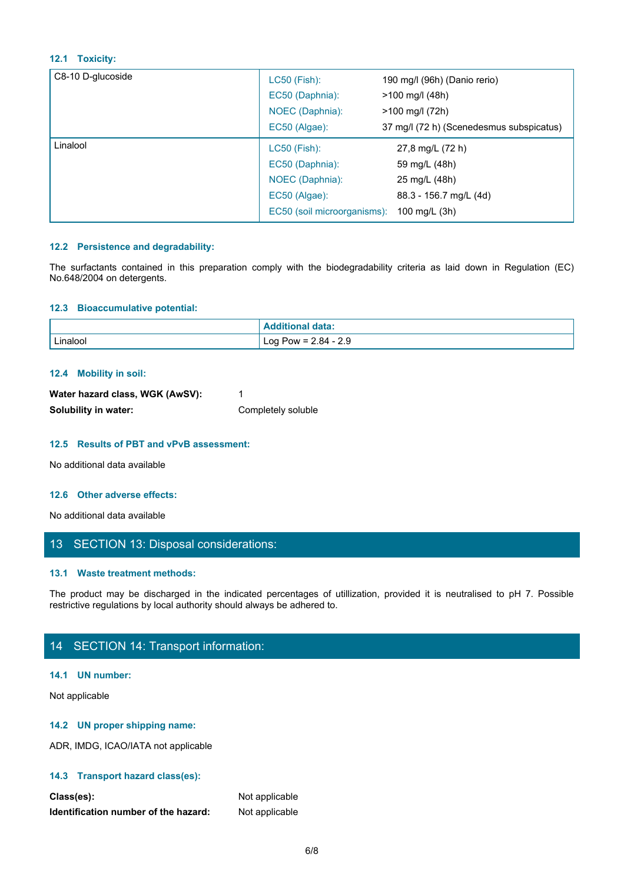### 12.1 Toxicity:

| | | |
|---|---|---|
| C8-10 D-glucoside | LC50 (Fish): | 190 mg/l (96h) (Danio rerio) |
| | EC50 (Daphnia): | >100 mg/l (48h) |
| | NOEC (Daphnia): | >100 mg/l (72h) |
| | EC50 (Algae): | 37 mg/l (72 h) (Scenedesmus subspicatus) |
| Linalool | LC50 (Fish): | 27,8 mg/L (72 h) |
| | EC50 (Daphnia): | 59 mg/L (48h) |
| | NOEC (Daphnia): | 25 mg/L (48h) |
| | EC50 (Algae): | 88.3 - 156.7 mg/L (4d) |
| | EC50 (soil microorganisms): | 100 mg/L (3h) |

### 12.2 Persistence and degradability:

The surfactants contained in this preparation comply with the biodegradability criteria as laid down in Regulation (EC) No.648/2004 on detergents.

### 12.3 Bioaccumulative potential:

| | Additional data: |
|---|---|
| Linalool | Log Pow = 2.84 - 2.9 |

### 12.4 Mobility in soil:

**Water hazard class, WGK (AwSV):** 1

**Solubility in water:** Completely soluble

### 12.5 Results of PBT and vPvB assessment:

No additional data available

### 12.6 Other adverse effects:

No additional data available

## 13 SECTION 13: Disposal considerations:

### 13.1 Waste treatment methods:

The product may be discharged in the indicated percentages of utillization, provided it is neutralised to pH 7. Possible restrictive regulations by local authority should always be adhered to.

## 14 SECTION 14: Transport information:

### 14.1 UN number:

Not applicable

### 14.2 UN proper shipping name:

ADR, IMDG, ICAO/IATA not applicable

### 14.3 Transport hazard class(es):

**Class(es):** Not applicable

**Identification number of the hazard:** Not applicable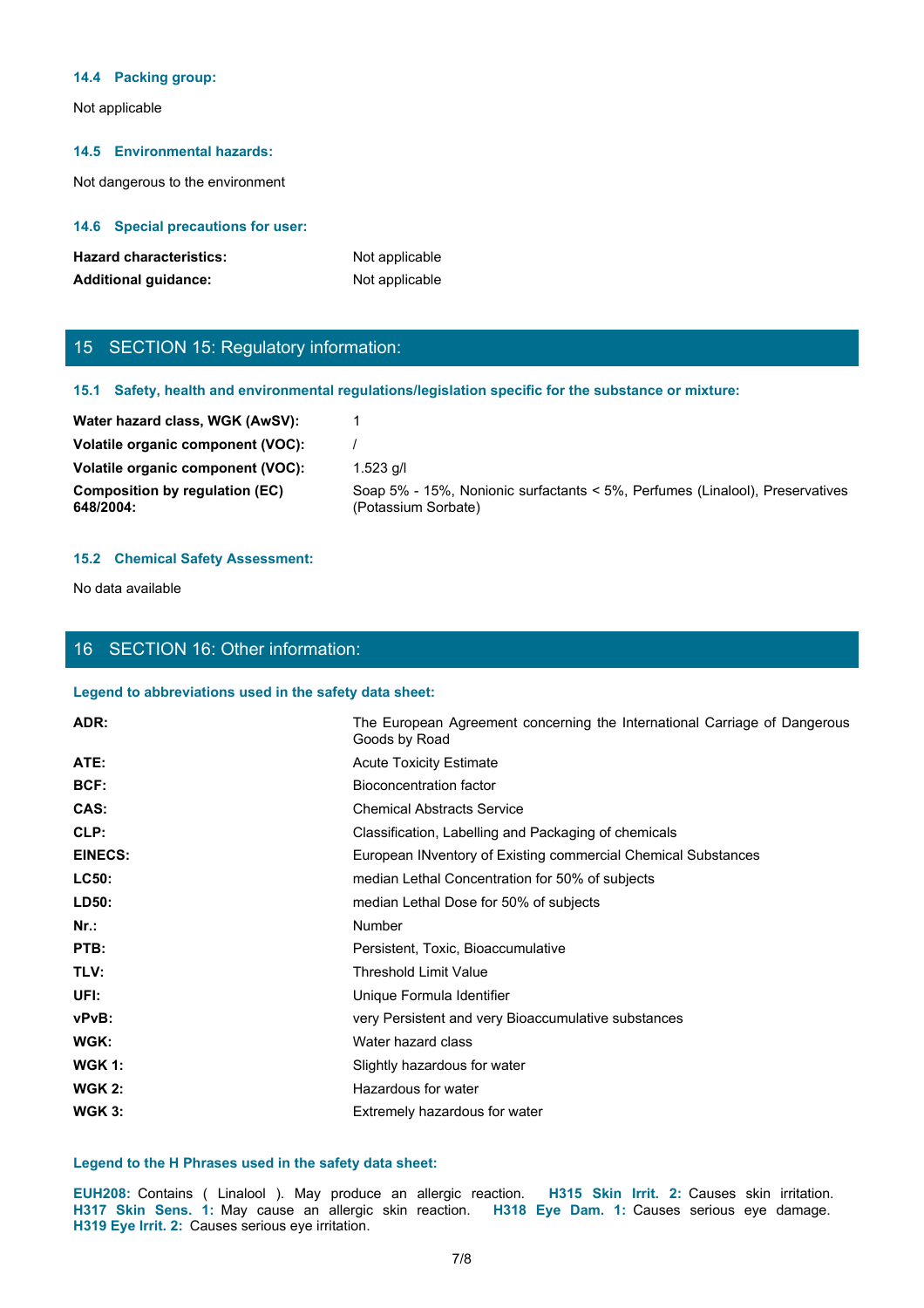### 14.4 Packing group:

Not applicable

### 14.5 Environmental hazards:

Not dangerous to the environment

### 14.6 Special precautions for user:

| | |
|---|---|
| **Hazard characteristics:** | Not applicable |
| **Additional guidance:** | Not applicable |

## 15 SECTION 15: Regulatory information:

### 15.1 Safety, health and environmental regulations/legislation specific for the substance or mixture:

| | |
|---|---|
| **Water hazard class, WGK (AwSV):** | 1 |
| **Volatile organic component (VOC):** | / |
| **Volatile organic component (VOC):** | 1.523 g/l |
| **Composition by regulation (EC) 648/2004:** | Soap 5% - 15%, Nonionic surfactants < 5%, Perfumes (Linalool), Preservatives (Potassium Sorbate) |

### 15.2 Chemical Safety Assessment:

No data available

## 16 SECTION 16: Other information:

### Legend to abbreviations used in the safety data sheet:

| | |
|---|---|
| **ADR:** | The European Agreement concerning the International Carriage of Dangerous Goods by Road |
| **ATE:** | Acute Toxicity Estimate |
| **BCF:** | Bioconcentration factor |
| **CAS:** | Chemical Abstracts Service |
| **CLP:** | Classification, Labelling and Packaging of chemicals |
| **EINECS:** | European INventory of Existing commercial Chemical Substances |
| **LC50:** | median Lethal Concentration for 50% of subjects |
| **LD50:** | median Lethal Dose for 50% of subjects |
| **Nr.:** | Number |
| **PTB:** | Persistent, Toxic, Bioaccumulative |
| **TLV:** | Threshold Limit Value |
| **UFI:** | Unique Formula Identifier |
| **vPvB:** | very Persistent and very Bioaccumulative substances |
| **WGK:** | Water hazard class |
| **WGK 1:** | Slightly hazardous for water |
| **WGK 2:** | Hazardous for water |
| **WGK 3:** | Extremely hazardous for water |

### Legend to the H Phrases used in the safety data sheet:

**EUH208:** Contains ( Linalool ). May produce an allergic reaction. **H315 Skin Irrit. 2:** Causes skin irritation. **H317 Skin Sens. 1:** May cause an allergic skin reaction. **H318 Eye Dam. 1:** Causes serious eye damage. **H319 Eye Irrit. 2:** Causes serious eye irritation.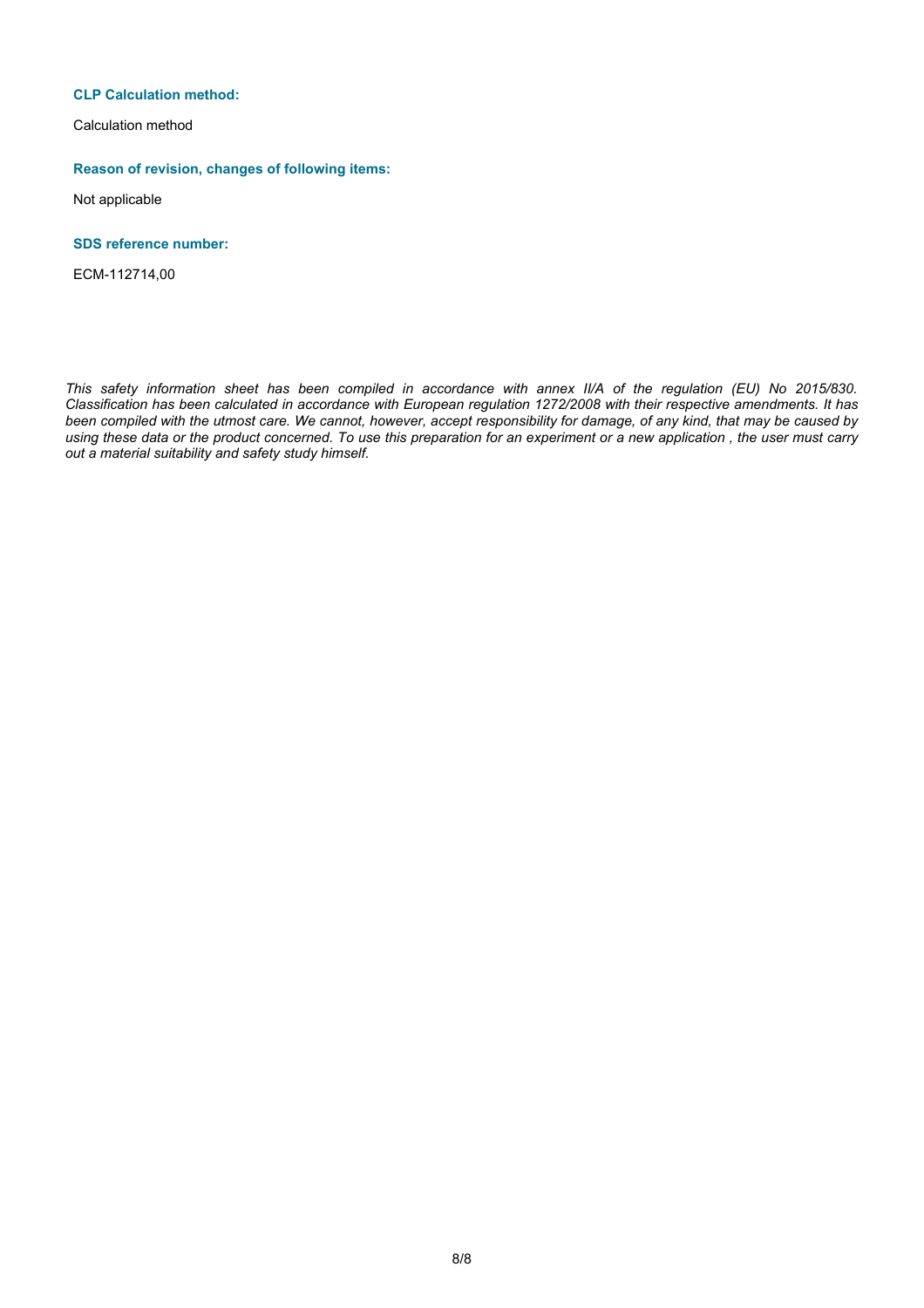**CLP Calculation method:**

Calculation method

**Reason of revision, changes of following items:**

Not applicable

**SDS reference number:**

ECM-112714,00

*This safety information sheet has been compiled in accordance with annex II/A of the regulation (EU) No 2015/830. Classification has been calculated in accordance with European regulation 1272/2008 with their respective amendments. It has been compiled with the utmost care. We cannot, however, accept responsibility for damage, of any kind, that may be caused by using these data or the product concerned. To use this preparation for an experiment or a new application , the user must carry out a material suitability and safety study himself.*